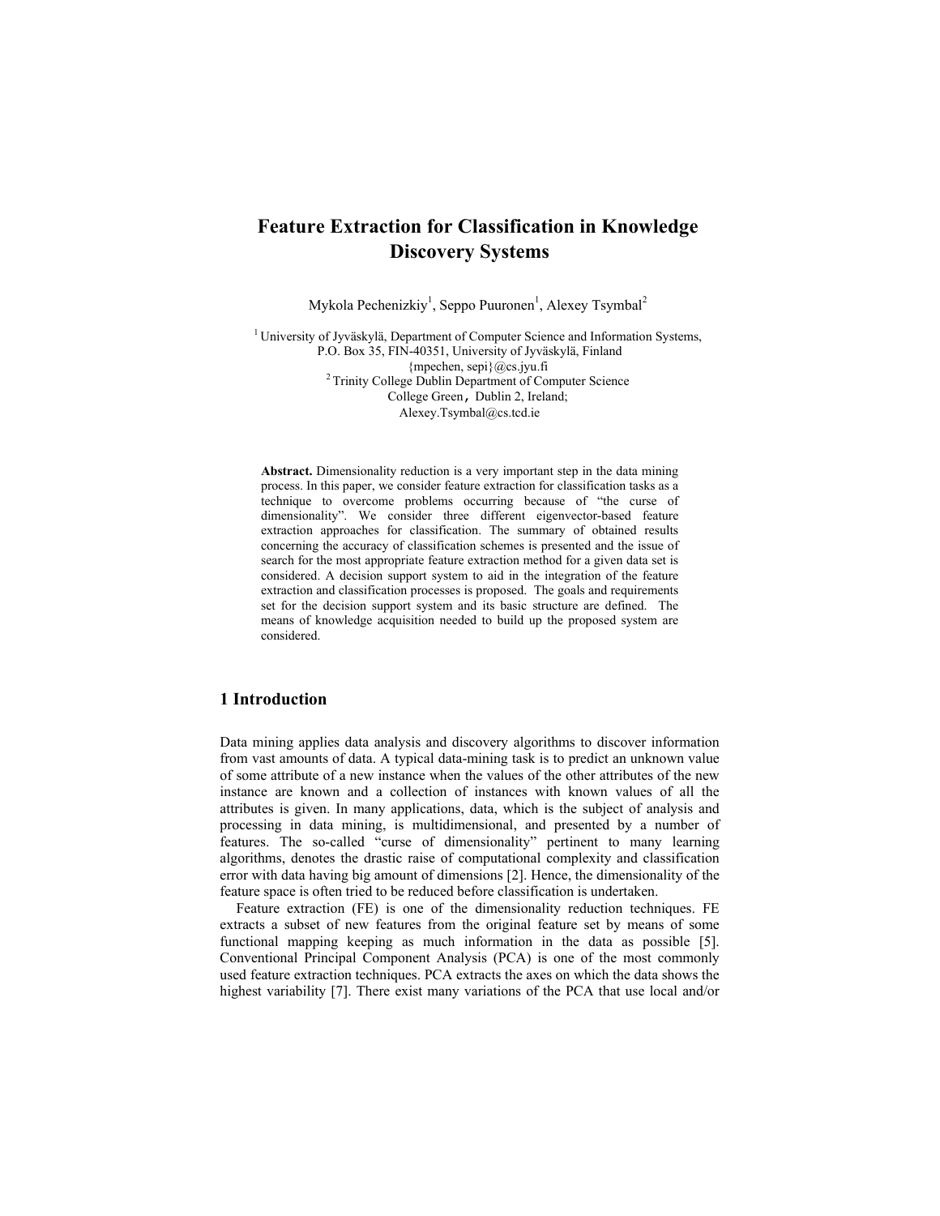# Feature Extraction for Classification in Knowledge Discovery Systems

Mykola Pechenizkiy[1], Seppo Puuronen[1], Alexey Tsymbal[2]

[1] University of Jyväskylä, Department of Computer Science and Information Systems, P.O. Box 35, FIN-40351, University of Jyväskylä, Finland
{mpechen, sepi}@cs.jyu.fi
[2] Trinity College Dublin Department of Computer Science
College Green, Dublin 2, Ireland;
Alexey.Tsymbal@cs.tcd.ie

**Abstract.** Dimensionality reduction is a very important step in the data mining process. In this paper, we consider feature extraction for classification tasks as a technique to overcome problems occurring because of "the curse of dimensionality". We consider three different eigenvector-based feature extraction approaches for classification. The summary of obtained results concerning the accuracy of classification schemes is presented and the issue of search for the most appropriate feature extraction method for a given data set is considered. A decision support system to aid in the integration of the feature extraction and classification processes is proposed. The goals and requirements set for the decision support system and its basic structure are defined. The means of knowledge acquisition needed to build up the proposed system are considered.

## 1 Introduction

Data mining applies data analysis and discovery algorithms to discover information from vast amounts of data. A typical data-mining task is to predict an unknown value of some attribute of a new instance when the values of the other attributes of the new instance are known and a collection of instances with known values of all the attributes is given. In many applications, data, which is the subject of analysis and processing in data mining, is multidimensional, and presented by a number of features. The so-called "curse of dimensionality" pertinent to many learning algorithms, denotes the drastic raise of computational complexity and classification error with data having big amount of dimensions [2]. Hence, the dimensionality of the feature space is often tried to be reduced before classification is undertaken.

Feature extraction (FE) is one of the dimensionality reduction techniques. FE extracts a subset of new features from the original feature set by means of some functional mapping keeping as much information in the data as possible [5]. Conventional Principal Component Analysis (PCA) is one of the most commonly used feature extraction techniques. PCA extracts the axes on which the data shows the highest variability [7]. There exist many variations of the PCA that use local and/or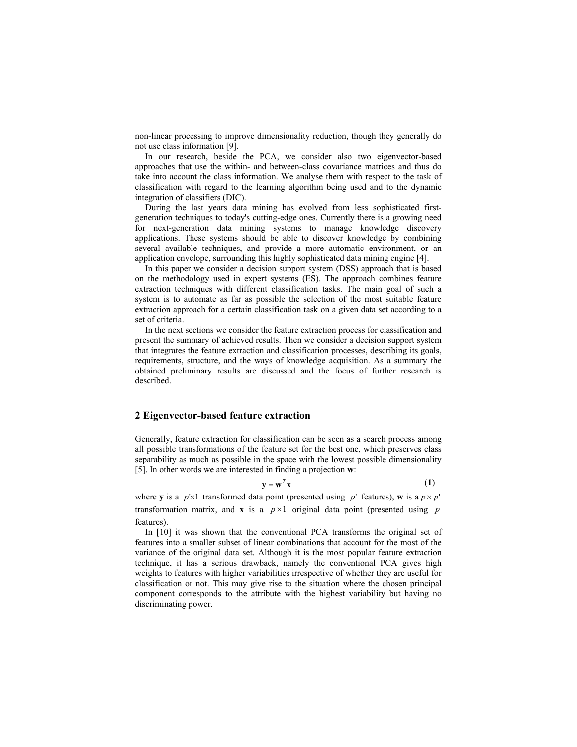non-linear processing to improve dimensionality reduction, though they generally do not use class information [9].

In our research, beside the PCA, we consider also two eigenvector-based approaches that use the within- and between-class covariance matrices and thus do take into account the class information. We analyse them with respect to the task of classification with regard to the learning algorithm being used and to the dynamic integration of classifiers (DIC).

During the last years data mining has evolved from less sophisticated first-generation techniques to today's cutting-edge ones. Currently there is a growing need for next-generation data mining systems to manage knowledge discovery applications. These systems should be able to discover knowledge by combining several available techniques, and provide a more automatic environment, or an application envelope, surrounding this highly sophisticated data mining engine [4].

In this paper we consider a decision support system (DSS) approach that is based on the methodology used in expert systems (ES). The approach combines feature extraction techniques with different classification tasks. The main goal of such a system is to automate as far as possible the selection of the most suitable feature extraction approach for a certain classification task on a given data set according to a set of criteria.

In the next sections we consider the feature extraction process for classification and present the summary of achieved results. Then we consider a decision support system that integrates the feature extraction and classification processes, describing its goals, requirements, structure, and the ways of knowledge acquisition. As a summary the obtained preliminary results are discussed and the focus of further research is described.

## 2 Eigenvector-based feature extraction

Generally, feature extraction for classification can be seen as a search process among all possible transformations of the feature set for the best one, which preserves class separability as much as possible in the space with the lowest possible dimensionality [5]. In other words we are interested in finding a projection **w**:

$$\mathbf{y} = \mathbf{w}^T \mathbf{x} \qquad (1)$$

where **y** is a $p' \times 1$ transformed data point (presented using $p'$ features), **w** is a $p \times p'$ transformation matrix, and **x** is a $p \times 1$ original data point (presented using $p$ features).

In [10] it was shown that the conventional PCA transforms the original set of features into a smaller subset of linear combinations that account for the most of the variance of the original data set. Although it is the most popular feature extraction technique, it has a serious drawback, namely the conventional PCA gives high weights to features with higher variabilities irrespective of whether they are useful for classification or not. This may give rise to the situation where the chosen principal component corresponds to the attribute with the highest variability but having no discriminating power.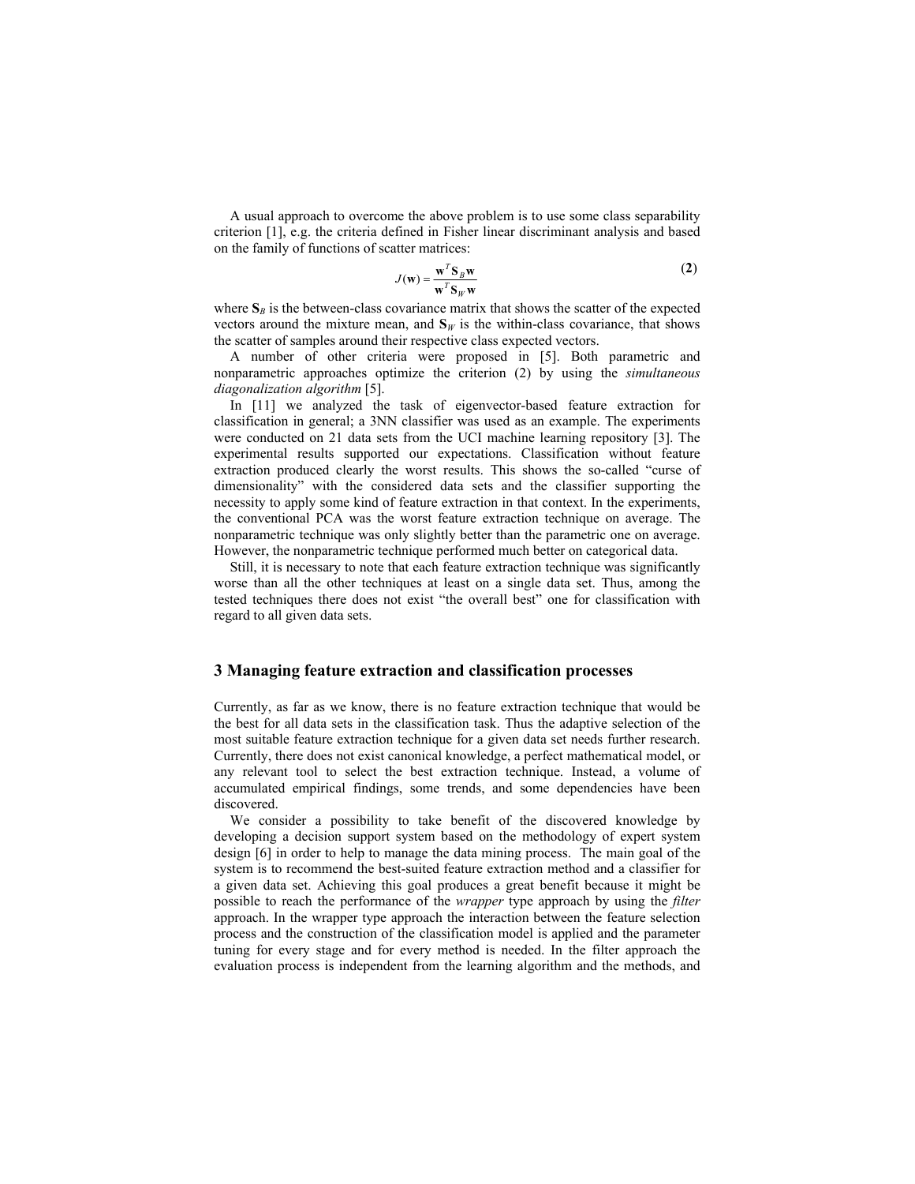A usual approach to overcome the above problem is to use some class separability criterion [1], e.g. the criteria defined in Fisher linear discriminant analysis and based on the family of functions of scatter matrices:

$$J(\mathbf{w}) = \frac{\mathbf{w}^T \mathbf{S}_B \mathbf{w}}{\mathbf{w}^T \mathbf{S}_W \mathbf{w}} \tag{2}$$

where $\mathbf{S}_B$ is the between-class covariance matrix that shows the scatter of the expected vectors around the mixture mean, and $\mathbf{S}_W$ is the within-class covariance, that shows the scatter of samples around their respective class expected vectors.

A number of other criteria were proposed in [5]. Both parametric and nonparametric approaches optimize the criterion (2) by using the *simultaneous diagonalization algorithm* [5].

In [11] we analyzed the task of eigenvector-based feature extraction for classification in general; a 3NN classifier was used as an example. The experiments were conducted on 21 data sets from the UCI machine learning repository [3]. The experimental results supported our expectations. Classification without feature extraction produced clearly the worst results. This shows the so-called "curse of dimensionality" with the considered data sets and the classifier supporting the necessity to apply some kind of feature extraction in that context. In the experiments, the conventional PCA was the worst feature extraction technique on average. The nonparametric technique was only slightly better than the parametric one on average. However, the nonparametric technique performed much better on categorical data.

Still, it is necessary to note that each feature extraction technique was significantly worse than all the other techniques at least on a single data set. Thus, among the tested techniques there does not exist "the overall best" one for classification with regard to all given data sets.

## 3 Managing feature extraction and classification processes

Currently, as far as we know, there is no feature extraction technique that would be the best for all data sets in the classification task. Thus the adaptive selection of the most suitable feature extraction technique for a given data set needs further research. Currently, there does not exist canonical knowledge, a perfect mathematical model, or any relevant tool to select the best extraction technique. Instead, a volume of accumulated empirical findings, some trends, and some dependencies have been discovered.

We consider a possibility to take benefit of the discovered knowledge by developing a decision support system based on the methodology of expert system design [6] in order to help to manage the data mining process. The main goal of the system is to recommend the best-suited feature extraction method and a classifier for a given data set. Achieving this goal produces a great benefit because it might be possible to reach the performance of the *wrapper* type approach by using the *filter* approach. In the wrapper type approach the interaction between the feature selection process and the construction of the classification model is applied and the parameter tuning for every stage and for every method is needed. In the filter approach the evaluation process is independent from the learning algorithm and the methods, and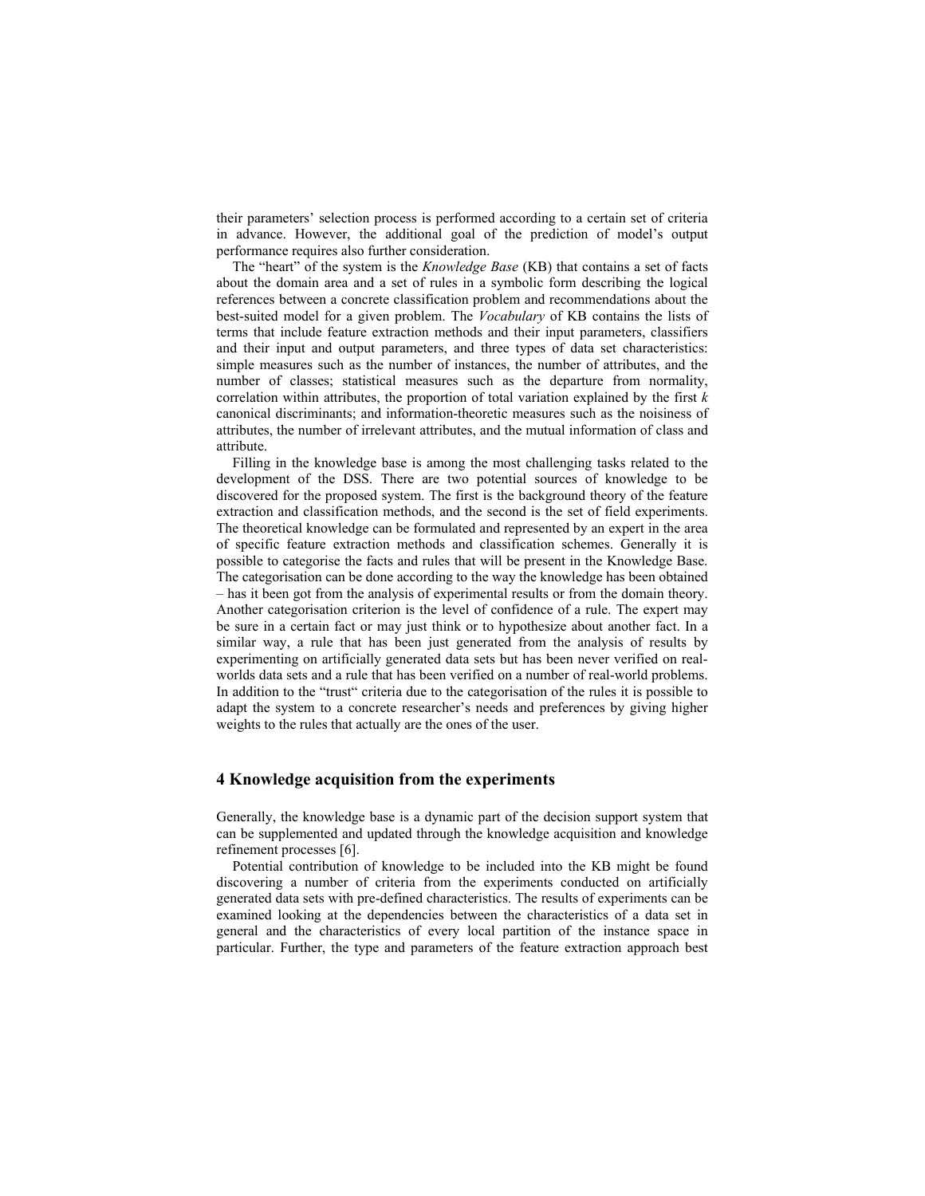their parameters' selection process is performed according to a certain set of criteria in advance. However, the additional goal of the prediction of model's output performance requires also further consideration.

The "heart" of the system is the *Knowledge Base* (KB) that contains a set of facts about the domain area and a set of rules in a symbolic form describing the logical references between a concrete classification problem and recommendations about the best-suited model for a given problem. The *Vocabulary* of KB contains the lists of terms that include feature extraction methods and their input parameters, classifiers and their input and output parameters, and three types of data set characteristics: simple measures such as the number of instances, the number of attributes, and the number of classes; statistical measures such as the departure from normality, correlation within attributes, the proportion of total variation explained by the first $k$ canonical discriminants; and information-theoretic measures such as the noisiness of attributes, the number of irrelevant attributes, and the mutual information of class and attribute.

Filling in the knowledge base is among the most challenging tasks related to the development of the DSS. There are two potential sources of knowledge to be discovered for the proposed system. The first is the background theory of the feature extraction and classification methods, and the second is the set of field experiments. The theoretical knowledge can be formulated and represented by an expert in the area of specific feature extraction methods and classification schemes. Generally it is possible to categorise the facts and rules that will be present in the Knowledge Base. The categorisation can be done according to the way the knowledge has been obtained – has it been got from the analysis of experimental results or from the domain theory. Another categorisation criterion is the level of confidence of a rule. The expert may be sure in a certain fact or may just think or to hypothesize about another fact. In a similar way, a rule that has been just generated from the analysis of results by experimenting on artificially generated data sets but has been never verified on real-worlds data sets and a rule that has been verified on a number of real-world problems. In addition to the "trust" criteria due to the categorisation of the rules it is possible to adapt the system to a concrete researcher's needs and preferences by giving higher weights to the rules that actually are the ones of the user.

## 4 Knowledge acquisition from the experiments

Generally, the knowledge base is a dynamic part of the decision support system that can be supplemented and updated through the knowledge acquisition and knowledge refinement processes [6].

Potential contribution of knowledge to be included into the KB might be found discovering a number of criteria from the experiments conducted on artificially generated data sets with pre-defined characteristics. The results of experiments can be examined looking at the dependencies between the characteristics of a data set in general and the characteristics of every local partition of the instance space in particular. Further, the type and parameters of the feature extraction approach best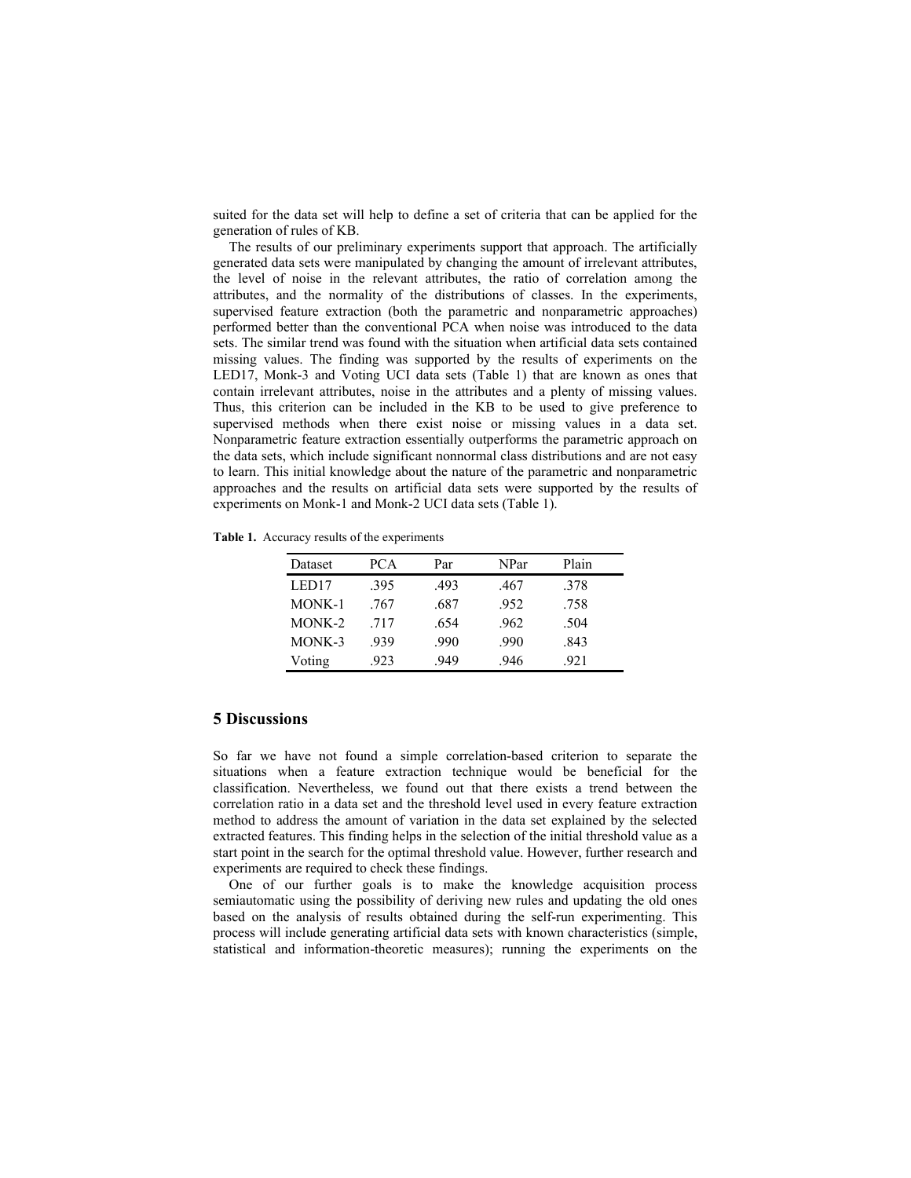suited for the data set will help to define a set of criteria that can be applied for the generation of rules of KB.

The results of our preliminary experiments support that approach. The artificially generated data sets were manipulated by changing the amount of irrelevant attributes, the level of noise in the relevant attributes, the ratio of correlation among the attributes, and the normality of the distributions of classes. In the experiments, supervised feature extraction (both the parametric and nonparametric approaches) performed better than the conventional PCA when noise was introduced to the data sets. The similar trend was found with the situation when artificial data sets contained missing values. The finding was supported by the results of experiments on the LED17, Monk-3 and Voting UCI data sets (Table 1) that are known as ones that contain irrelevant attributes, noise in the attributes and a plenty of missing values. Thus, this criterion can be included in the KB to be used to give preference to supervised methods when there exist noise or missing values in a data set. Nonparametric feature extraction essentially outperforms the parametric approach on the data sets, which include significant nonnormal class distributions and are not easy to learn. This initial knowledge about the nature of the parametric and nonparametric approaches and the results on artificial data sets were supported by the results of experiments on Monk-1 and Monk-2 UCI data sets (Table 1).

**Table 1.** Accuracy results of the experiments

| Dataset | PCA | Par | NPar | Plain |
|---|---|---|---|---|
| LED17 | .395 | .493 | .467 | .378 |
| MONK-1 | .767 | .687 | .952 | .758 |
| MONK-2 | .717 | .654 | .962 | .504 |
| MONK-3 | .939 | .990 | .990 | .843 |
| Voting | .923 | .949 | .946 | .921 |

## 5 Discussions

So far we have not found a simple correlation-based criterion to separate the situations when a feature extraction technique would be beneficial for the classification. Nevertheless, we found out that there exists a trend between the correlation ratio in a data set and the threshold level used in every feature extraction method to address the amount of variation in the data set explained by the selected extracted features. This finding helps in the selection of the initial threshold value as a start point in the search for the optimal threshold value. However, further research and experiments are required to check these findings.

One of our further goals is to make the knowledge acquisition process semiautomatic using the possibility of deriving new rules and updating the old ones based on the analysis of results obtained during the self-run experimenting. This process will include generating artificial data sets with known characteristics (simple, statistical and information-theoretic measures); running the experiments on the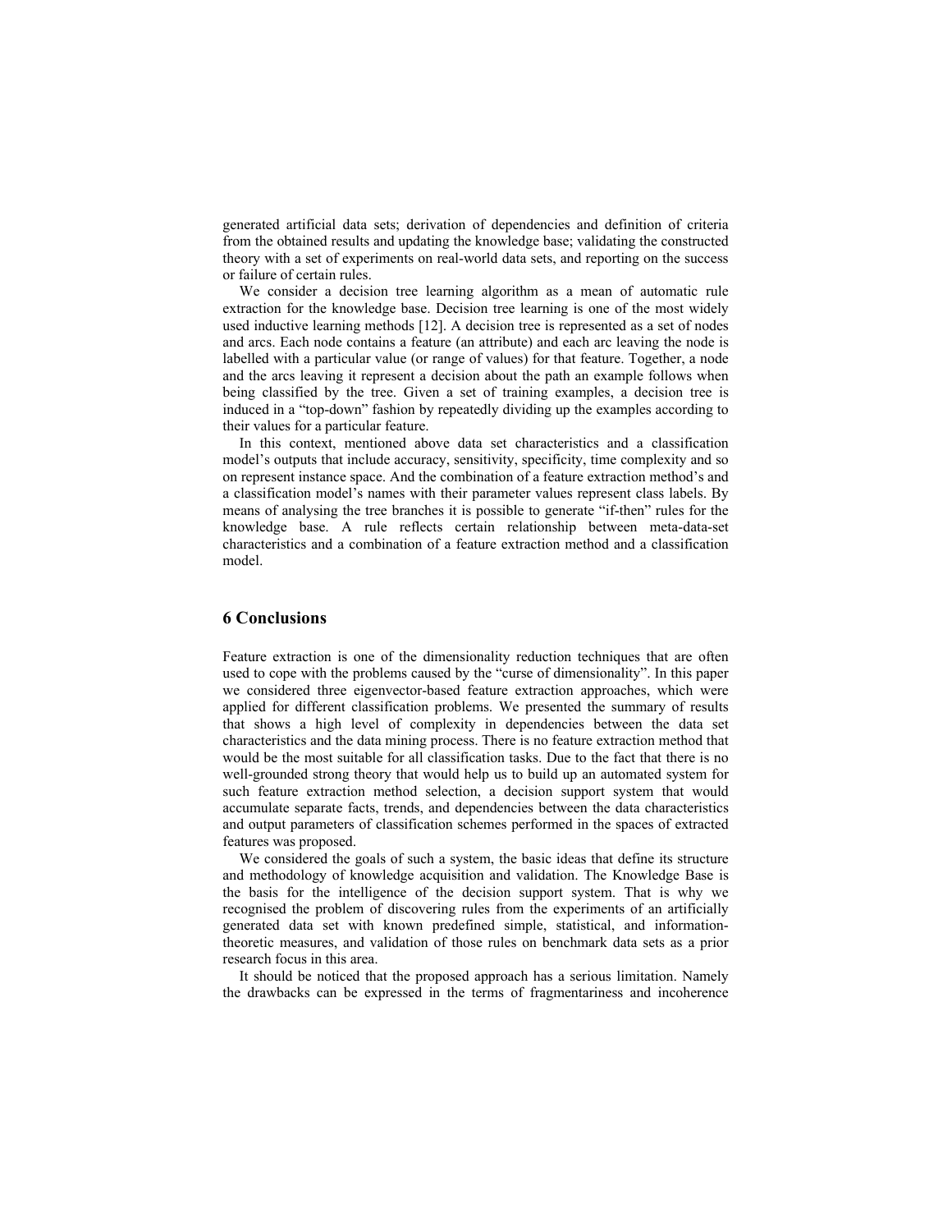generated artificial data sets; derivation of dependencies and definition of criteria from the obtained results and updating the knowledge base; validating the constructed theory with a set of experiments on real-world data sets, and reporting on the success or failure of certain rules.

We consider a decision tree learning algorithm as a mean of automatic rule extraction for the knowledge base. Decision tree learning is one of the most widely used inductive learning methods [12]. A decision tree is represented as a set of nodes and arcs. Each node contains a feature (an attribute) and each arc leaving the node is labelled with a particular value (or range of values) for that feature. Together, a node and the arcs leaving it represent a decision about the path an example follows when being classified by the tree. Given a set of training examples, a decision tree is induced in a "top-down" fashion by repeatedly dividing up the examples according to their values for a particular feature.

In this context, mentioned above data set characteristics and a classification model's outputs that include accuracy, sensitivity, specificity, time complexity and so on represent instance space. And the combination of a feature extraction method's and a classification model's names with their parameter values represent class labels. By means of analysing the tree branches it is possible to generate "if-then" rules for the knowledge base. A rule reflects certain relationship between meta-data-set characteristics and a combination of a feature extraction method and a classification model.

## 6 Conclusions

Feature extraction is one of the dimensionality reduction techniques that are often used to cope with the problems caused by the "curse of dimensionality". In this paper we considered three eigenvector-based feature extraction approaches, which were applied for different classification problems. We presented the summary of results that shows a high level of complexity in dependencies between the data set characteristics and the data mining process. There is no feature extraction method that would be the most suitable for all classification tasks. Due to the fact that there is no well-grounded strong theory that would help us to build up an automated system for such feature extraction method selection, a decision support system that would accumulate separate facts, trends, and dependencies between the data characteristics and output parameters of classification schemes performed in the spaces of extracted features was proposed.

We considered the goals of such a system, the basic ideas that define its structure and methodology of knowledge acquisition and validation. The Knowledge Base is the basis for the intelligence of the decision support system. That is why we recognised the problem of discovering rules from the experiments of an artificially generated data set with known predefined simple, statistical, and information-theoretic measures, and validation of those rules on benchmark data sets as a prior research focus in this area.

It should be noticed that the proposed approach has a serious limitation. Namely the drawbacks can be expressed in the terms of fragmentariness and incoherence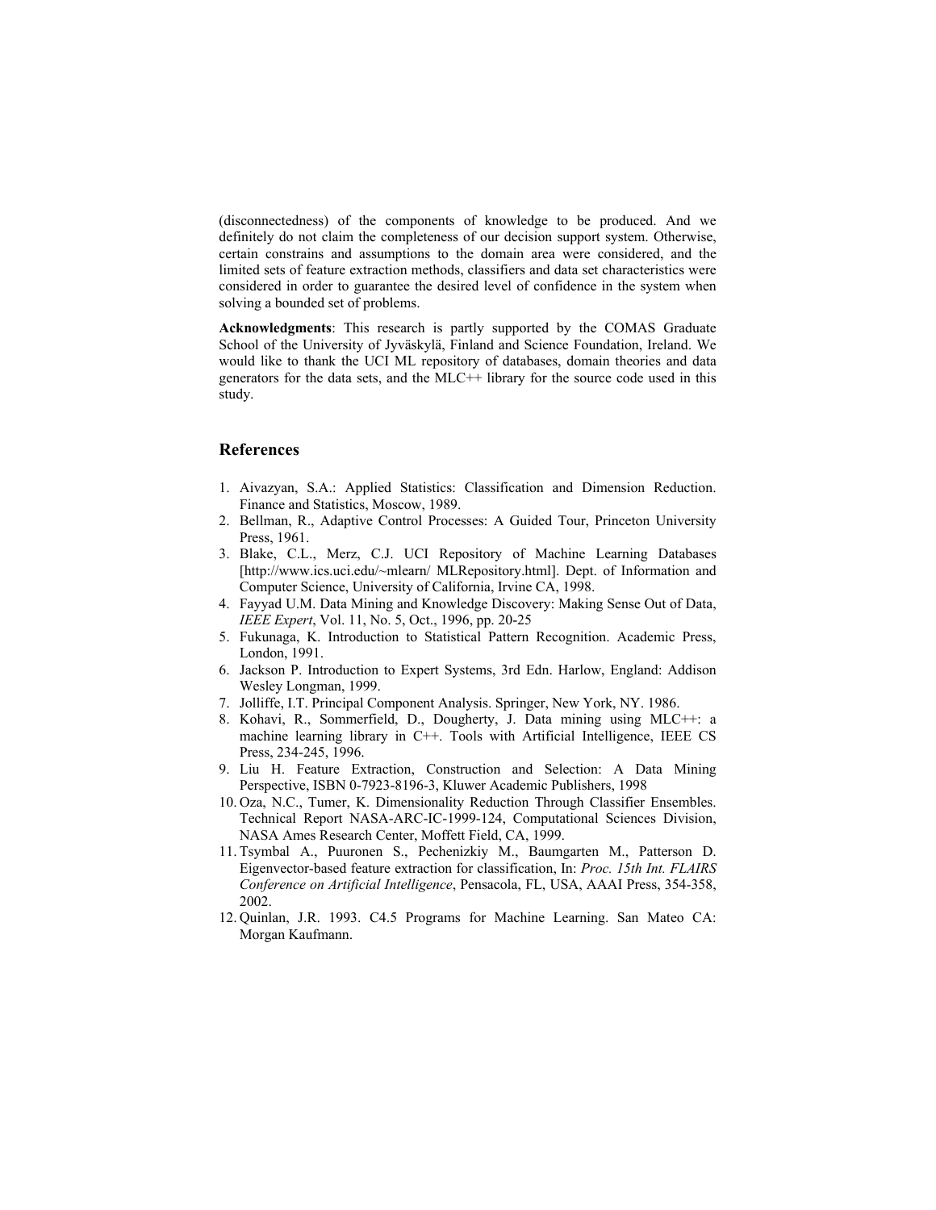(disconnectedness) of the components of knowledge to be produced. And we definitely do not claim the completeness of our decision support system. Otherwise, certain constrains and assumptions to the domain area were considered, and the limited sets of feature extraction methods, classifiers and data set characteristics were considered in order to guarantee the desired level of confidence in the system when solving a bounded set of problems.

**Acknowledgments**: This research is partly supported by the COMAS Graduate School of the University of Jyväskylä, Finland and Science Foundation, Ireland. We would like to thank the UCI ML repository of databases, domain theories and data generators for the data sets, and the MLC++ library for the source code used in this study.

## References

1. Aivazyan, S.A.: Applied Statistics: Classification and Dimension Reduction. Finance and Statistics, Moscow, 1989.
2. Bellman, R., Adaptive Control Processes: A Guided Tour, Princeton University Press, 1961.
3. Blake, C.L., Merz, C.J. UCI Repository of Machine Learning Databases [http://www.ics.uci.edu/~mlearn/ MLRepository.html]. Dept. of Information and Computer Science, University of California, Irvine CA, 1998.
4. Fayyad U.M. Data Mining and Knowledge Discovery: Making Sense Out of Data, *IEEE Expert*, Vol. 11, No. 5, Oct., 1996, pp. 20-25
5. Fukunaga, K. Introduction to Statistical Pattern Recognition. Academic Press, London, 1991.
6. Jackson P. Introduction to Expert Systems, 3rd Edn. Harlow, England: Addison Wesley Longman, 1999.
7. Jolliffe, I.T. Principal Component Analysis. Springer, New York, NY. 1986.
8. Kohavi, R., Sommerfield, D., Dougherty, J. Data mining using MLC++: a machine learning library in C++. Tools with Artificial Intelligence, IEEE CS Press, 234-245, 1996.
9. Liu H. Feature Extraction, Construction and Selection: A Data Mining Perspective, ISBN 0-7923-8196-3, Kluwer Academic Publishers, 1998
10. Oza, N.C., Tumer, K. Dimensionality Reduction Through Classifier Ensembles. Technical Report NASA-ARC-IC-1999-124, Computational Sciences Division, NASA Ames Research Center, Moffett Field, CA, 1999.
11. Tsymbal A., Puuronen S., Pechenizkiy M., Baumgarten M., Patterson D. Eigenvector-based feature extraction for classification, In: *Proc. 15th Int. FLAIRS Conference on Artificial Intelligence*, Pensacola, FL, USA, AAAI Press, 354-358, 2002.
12. Quinlan, J.R. 1993. C4.5 Programs for Machine Learning. San Mateo CA: Morgan Kaufmann.